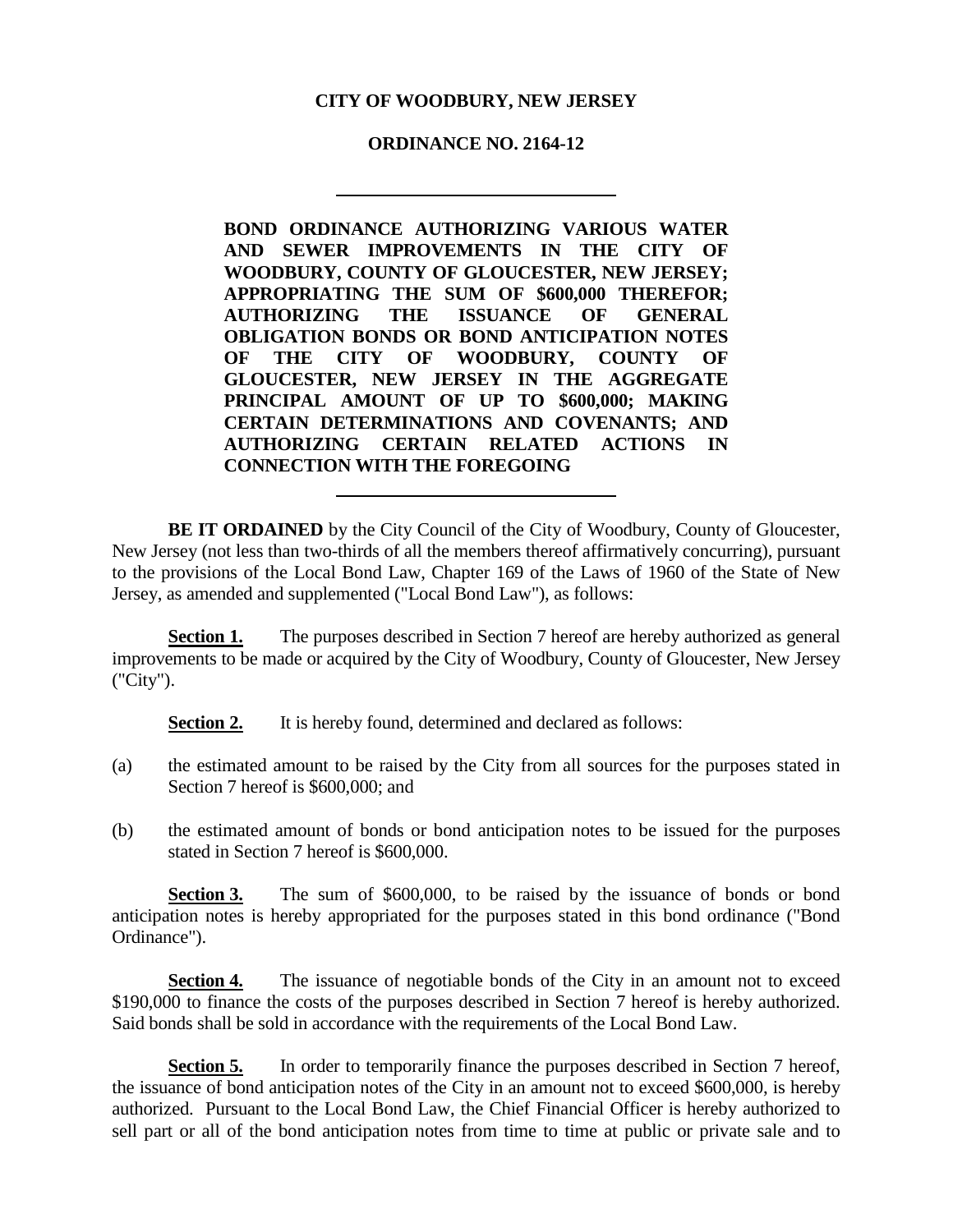**CITY OF WOODBURY, NEW JERSEY**

**ORDINANCE NO. 2164-12**

---

**BOND ORDINANCE AUTHORIZING VARIOUS WATER AND SEWER IMPROVEMENTS IN THE CITY OF WOODBURY, COUNTY OF GLOUCESTER, NEW JERSEY; APPROPRIATING THE SUM OF $600,000 THEREFOR; AUTHORIZING THE ISSUANCE OF GENERAL OBLIGATION BONDS OR BOND ANTICIPATION NOTES OF THE CITY OF WOODBURY, COUNTY OF GLOUCESTER, NEW JERSEY IN THE AGGREGATE PRINCIPAL AMOUNT OF UP TO $600,000; MAKING CERTAIN DETERMINATIONS AND COVENANTS; AND AUTHORIZING CERTAIN RELATED ACTIONS IN CONNECTION WITH THE FOREGOING**

---

**BE IT ORDAINED** by the City Council of the City of Woodbury, County of Gloucester, New Jersey (not less than two-thirds of all the members thereof affirmatively concurring), pursuant to the provisions of the Local Bond Law, Chapter 169 of the Laws of 1960 of the State of New Jersey, as amended and supplemented ("Local Bond Law"), as follows:

**Section 1.** The purposes described in Section 7 hereof are hereby authorized as general improvements to be made or acquired by the City of Woodbury, County of Gloucester, New Jersey ("City").

**Section 2.** It is hereby found, determined and declared as follows:

(a) the estimated amount to be raised by the City from all sources for the purposes stated in Section 7 hereof is $600,000; and

(b) the estimated amount of bonds or bond anticipation notes to be issued for the purposes stated in Section 7 hereof is $600,000.

**Section 3.** The sum of $600,000, to be raised by the issuance of bonds or bond anticipation notes is hereby appropriated for the purposes stated in this bond ordinance ("Bond Ordinance").

**Section 4.** The issuance of negotiable bonds of the City in an amount not to exceed $190,000 to finance the costs of the purposes described in Section 7 hereof is hereby authorized. Said bonds shall be sold in accordance with the requirements of the Local Bond Law.

**Section 5.** In order to temporarily finance the purposes described in Section 7 hereof, the issuance of bond anticipation notes of the City in an amount not to exceed $600,000, is hereby authorized. Pursuant to the Local Bond Law, the Chief Financial Officer is hereby authorized to sell part or all of the bond anticipation notes from time to time at public or private sale and to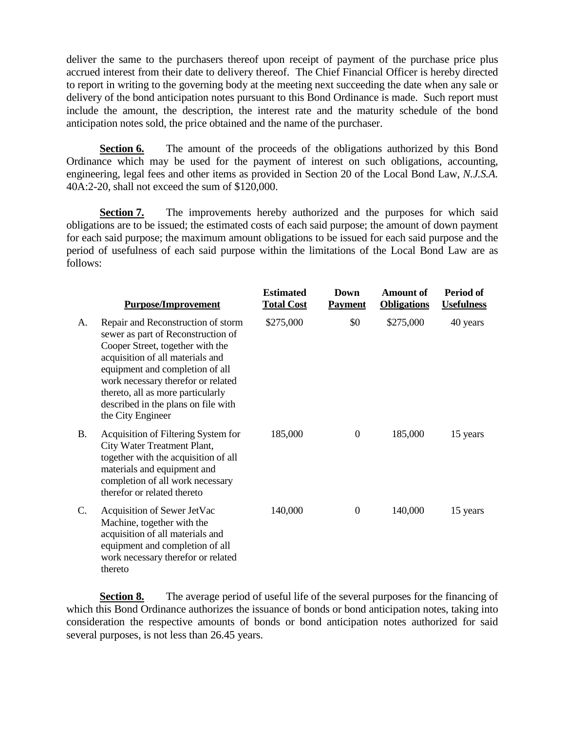deliver the same to the purchasers thereof upon receipt of payment of the purchase price plus accrued interest from their date to delivery thereof. The Chief Financial Officer is hereby directed to report in writing to the governing body at the meeting next succeeding the date when any sale or delivery of the bond anticipation notes pursuant to this Bond Ordinance is made. Such report must include the amount, the description, the interest rate and the maturity schedule of the bond anticipation notes sold, the price obtained and the name of the purchaser.

**Section 6.** The amount of the proceeds of the obligations authorized by this Bond Ordinance which may be used for the payment of interest on such obligations, accounting, engineering, legal fees and other items as provided in Section 20 of the Local Bond Law, *N.J.S.A.* 40A:2-20, shall not exceed the sum of $120,000.

**Section 7.** The improvements hereby authorized and the purposes for which said obligations are to be issued; the estimated costs of each said purpose; the amount of down payment for each said purpose; the maximum amount obligations to be issued for each said purpose and the period of usefulness of each said purpose within the limitations of the Local Bond Law are as follows:

| | Purpose/Improvement | Estimated Total Cost | Down Payment | Amount of Obligations | Period of Usefulness |
|---|---|---|---|---|---|
| A. | Repair and Reconstruction of storm sewer as part of Reconstruction of Cooper Street, together with the acquisition of all materials and equipment and completion of all work necessary therefor or related thereto, all as more particularly described in the plans on file with the City Engineer | $275,000 | $0 | $275,000 | 40 years |
| B. | Acquisition of Filtering System for City Water Treatment Plant, together with the acquisition of all materials and equipment and completion of all work necessary therefor or related thereto | 185,000 | 0 | 185,000 | 15 years |
| C. | Acquisition of Sewer JetVac Machine, together with the acquisition of all materials and equipment and completion of all work necessary therefor or related thereto | 140,000 | 0 | 140,000 | 15 years |

**Section 8.** The average period of useful life of the several purposes for the financing of which this Bond Ordinance authorizes the issuance of bonds or bond anticipation notes, taking into consideration the respective amounts of bonds or bond anticipation notes authorized for said several purposes, is not less than 26.45 years.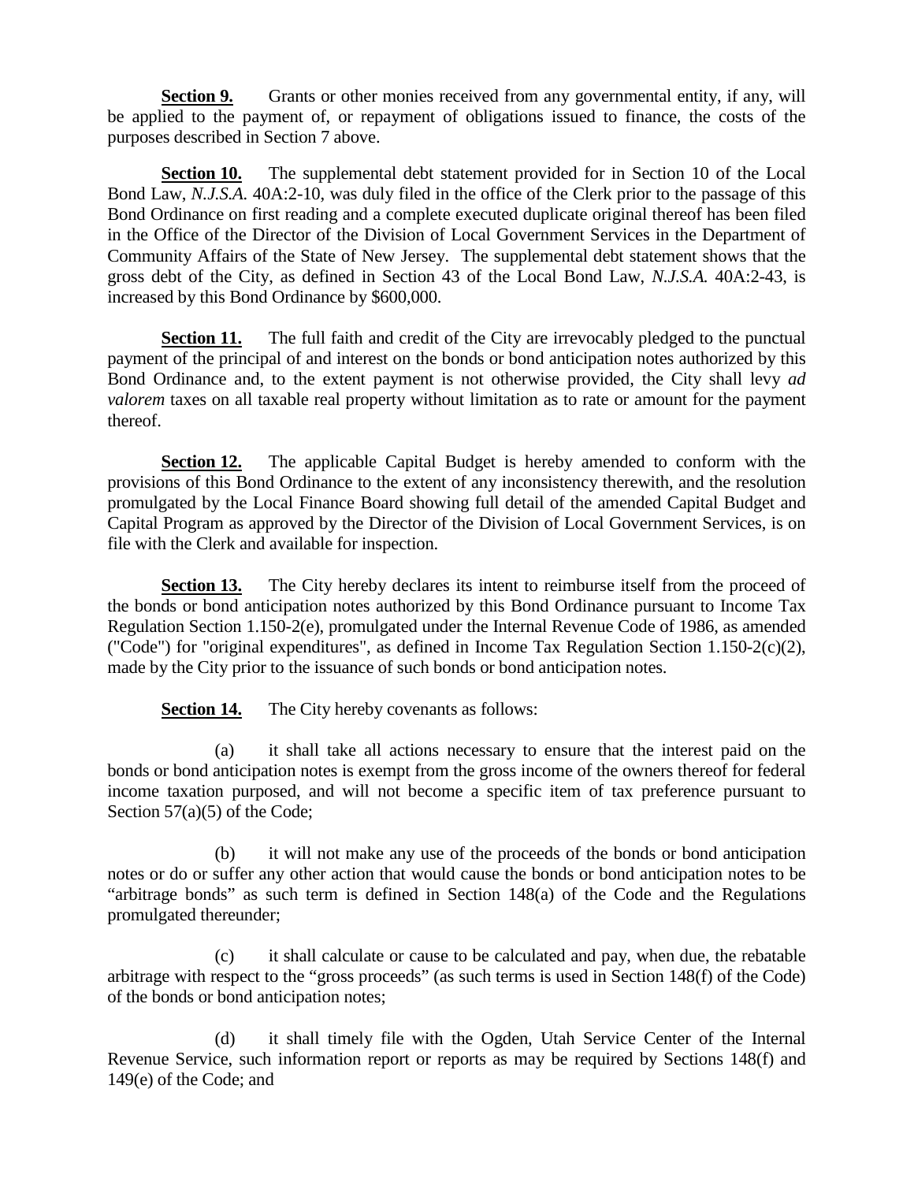**Section 9.** Grants or other monies received from any governmental entity, if any, will be applied to the payment of, or repayment of obligations issued to finance, the costs of the purposes described in Section 7 above.

**Section 10.** The supplemental debt statement provided for in Section 10 of the Local Bond Law, *N.J.S.A.* 40A:2-10, was duly filed in the office of the Clerk prior to the passage of this Bond Ordinance on first reading and a complete executed duplicate original thereof has been filed in the Office of the Director of the Division of Local Government Services in the Department of Community Affairs of the State of New Jersey. The supplemental debt statement shows that the gross debt of the City, as defined in Section 43 of the Local Bond Law, *N.J.S.A.* 40A:2-43, is increased by this Bond Ordinance by $600,000.

**Section 11.** The full faith and credit of the City are irrevocably pledged to the punctual payment of the principal of and interest on the bonds or bond anticipation notes authorized by this Bond Ordinance and, to the extent payment is not otherwise provided, the City shall levy *ad valorem* taxes on all taxable real property without limitation as to rate or amount for the payment thereof.

**Section 12.** The applicable Capital Budget is hereby amended to conform with the provisions of this Bond Ordinance to the extent of any inconsistency therewith, and the resolution promulgated by the Local Finance Board showing full detail of the amended Capital Budget and Capital Program as approved by the Director of the Division of Local Government Services, is on file with the Clerk and available for inspection.

**Section 13.** The City hereby declares its intent to reimburse itself from the proceed of the bonds or bond anticipation notes authorized by this Bond Ordinance pursuant to Income Tax Regulation Section 1.150-2(e), promulgated under the Internal Revenue Code of 1986, as amended ("Code") for "original expenditures", as defined in Income Tax Regulation Section 1.150-2(c)(2), made by the City prior to the issuance of such bonds or bond anticipation notes.

**Section 14.** The City hereby covenants as follows:

(a) it shall take all actions necessary to ensure that the interest paid on the bonds or bond anticipation notes is exempt from the gross income of the owners thereof for federal income taxation purposed, and will not become a specific item of tax preference pursuant to Section 57(a)(5) of the Code;

(b) it will not make any use of the proceeds of the bonds or bond anticipation notes or do or suffer any other action that would cause the bonds or bond anticipation notes to be "arbitrage bonds" as such term is defined in Section 148(a) of the Code and the Regulations promulgated thereunder;

(c) it shall calculate or cause to be calculated and pay, when due, the rebatable arbitrage with respect to the "gross proceeds" (as such terms is used in Section 148(f) of the Code) of the bonds or bond anticipation notes;

(d) it shall timely file with the Ogden, Utah Service Center of the Internal Revenue Service, such information report or reports as may be required by Sections 148(f) and 149(e) of the Code; and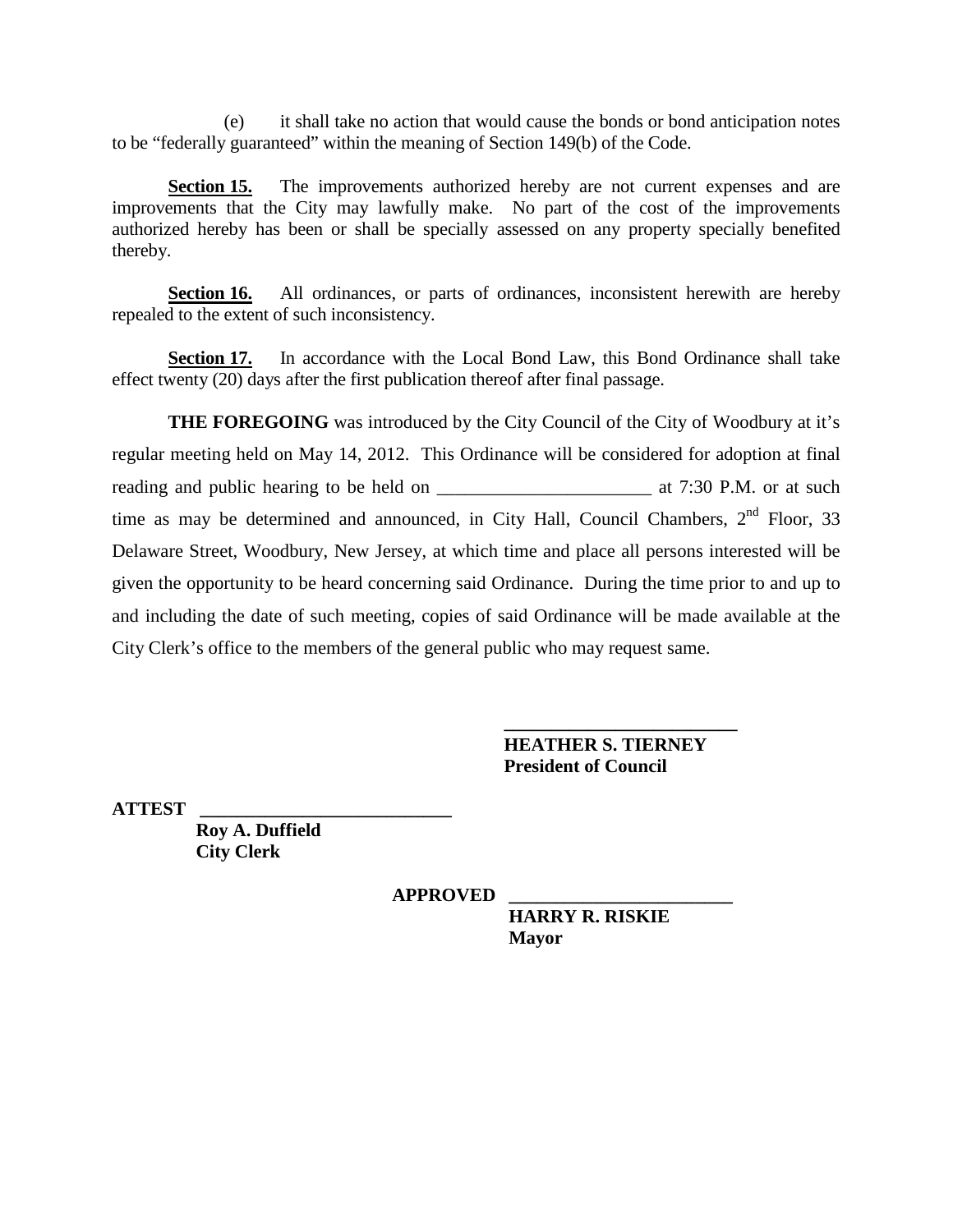(e) it shall take no action that would cause the bonds or bond anticipation notes to be "federally guaranteed" within the meaning of Section 149(b) of the Code.

**Section 15.** The improvements authorized hereby are not current expenses and are improvements that the City may lawfully make. No part of the cost of the improvements authorized hereby has been or shall be specially assessed on any property specially benefited thereby.

**Section 16.** All ordinances, or parts of ordinances, inconsistent herewith are hereby repealed to the extent of such inconsistency.

**Section 17.** In accordance with the Local Bond Law, this Bond Ordinance shall take effect twenty (20) days after the first publication thereof after final passage.

**THE FOREGOING** was introduced by the City Council of the City of Woodbury at it's regular meeting held on May 14, 2012. This Ordinance will be considered for adoption at final reading and public hearing to be held on _______________________ at 7:30 P.M. or at such time as may be determined and announced, in City Hall, Council Chambers, 2nd Floor, 33 Delaware Street, Woodbury, New Jersey, at which time and place all persons interested will be given the opportunity to be heard concerning said Ordinance. During the time prior to and up to and including the date of such meeting, copies of said Ordinance will be made available at the City Clerk's office to the members of the general public who may request same.

_________________________
**HEATHER S. TIERNEY**
**President of Council**

**ATTEST** ___________________________
**Roy A. Duffield**
**City Clerk**

**APPROVED** ________________________
**HARRY R. RISKIE**
**Mayor**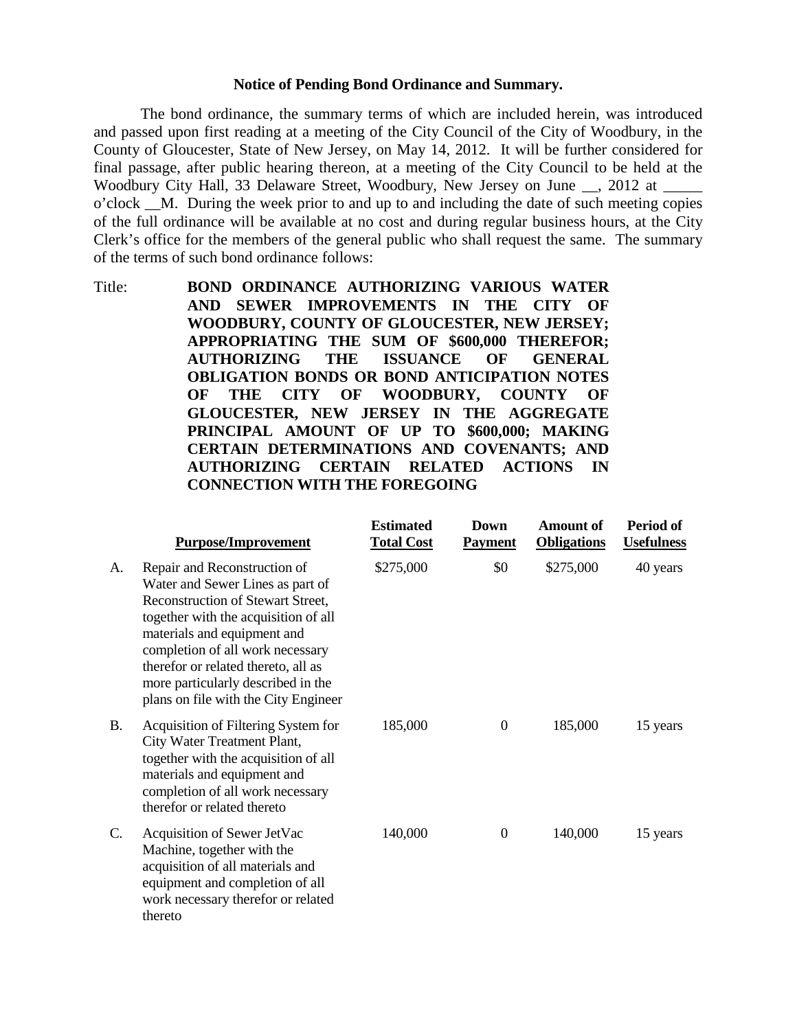**Notice of Pending Bond Ordinance and Summary.**

The bond ordinance, the summary terms of which are included herein, was introduced and passed upon first reading at a meeting of the City Council of the City of Woodbury, in the County of Gloucester, State of New Jersey, on May 14, 2012. It will be further considered for final passage, after public hearing thereon, at a meeting of the City Council to be held at the Woodbury City Hall, 33 Delaware Street, Woodbury, New Jersey on June __, 2012 at _____ o'clock __M. During the week prior to and up to and including the date of such meeting copies of the full ordinance will be available at no cost and during regular business hours, at the City Clerk's office for the members of the general public who shall request the same. The summary of the terms of such bond ordinance follows:

Title: **BOND ORDINANCE AUTHORIZING VARIOUS WATER AND SEWER IMPROVEMENTS IN THE CITY OF WOODBURY, COUNTY OF GLOUCESTER, NEW JERSEY; APPROPRIATING THE SUM OF $600,000 THEREFOR; AUTHORIZING THE ISSUANCE OF GENERAL OBLIGATION BONDS OR BOND ANTICIPATION NOTES OF THE CITY OF WOODBURY, COUNTY OF GLOUCESTER, NEW JERSEY IN THE AGGREGATE PRINCIPAL AMOUNT OF UP TO $600,000; MAKING CERTAIN DETERMINATIONS AND COVENANTS; AND AUTHORIZING CERTAIN RELATED ACTIONS IN CONNECTION WITH THE FOREGOING**

| | Purpose/Improvement | Estimated Total Cost | Down Payment | Amount of Obligations | Period of Usefulness |
|---|---|---|---|---|---|
| A. | Repair and Reconstruction of Water and Sewer Lines as part of Reconstruction of Stewart Street, together with the acquisition of all materials and equipment and completion of all work necessary therefor or related thereto, all as more particularly described in the plans on file with the City Engineer | $275,000 | $0 | $275,000 | 40 years |
| B. | Acquisition of Filtering System for City Water Treatment Plant, together with the acquisition of all materials and equipment and completion of all work necessary therefor or related thereto | 185,000 | 0 | 185,000 | 15 years |
| C. | Acquisition of Sewer JetVac Machine, together with the acquisition of all materials and equipment and completion of all work necessary therefor or related thereto | 140,000 | 0 | 140,000 | 15 years |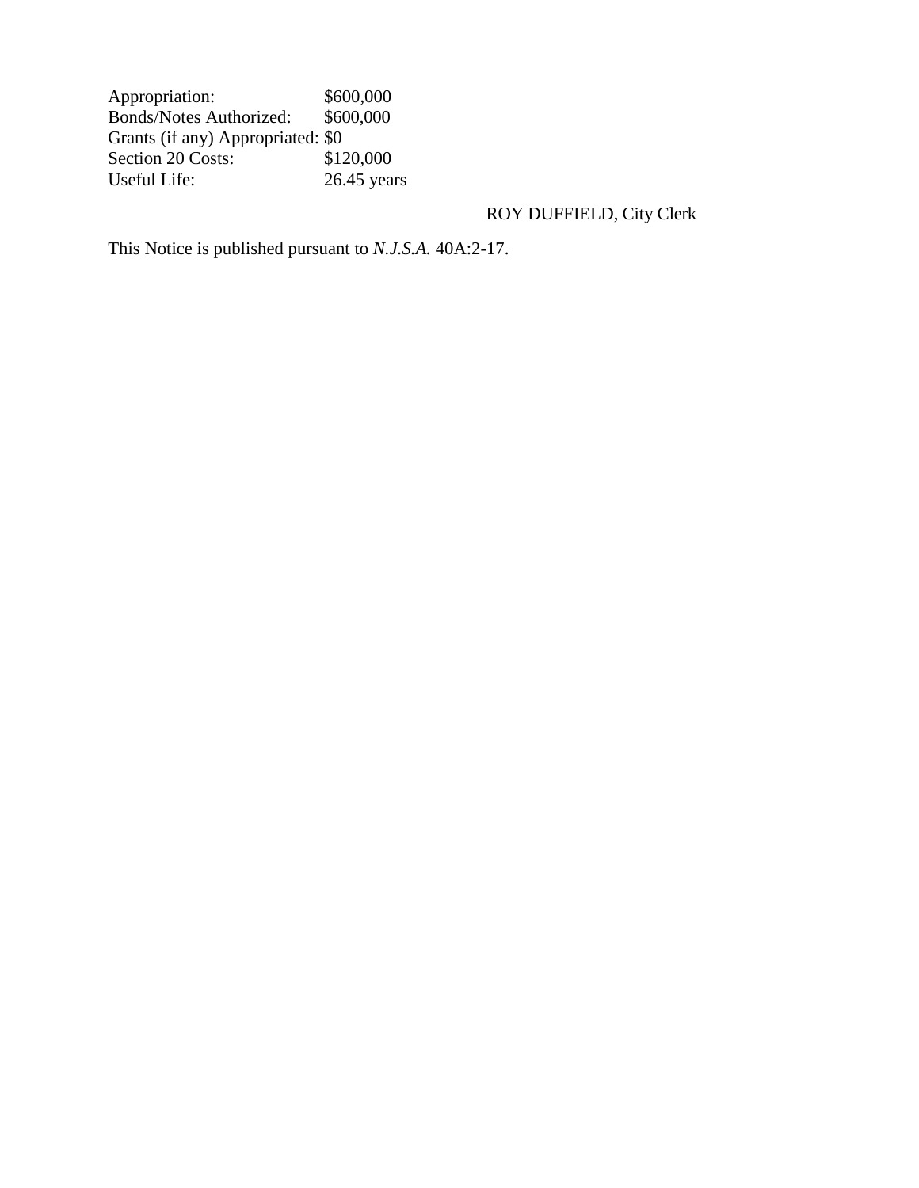| | |
|---|---|
| Appropriation: | $600,000 |
| Bonds/Notes Authorized: | $600,000 |
| Grants (if any) Appropriated: | $0 |
| Section 20 Costs: | $120,000 |
| Useful Life: | 26.45 years |

ROY DUFFIELD, City Clerk

This Notice is published pursuant to *N.J.S.A.* 40A:2-17.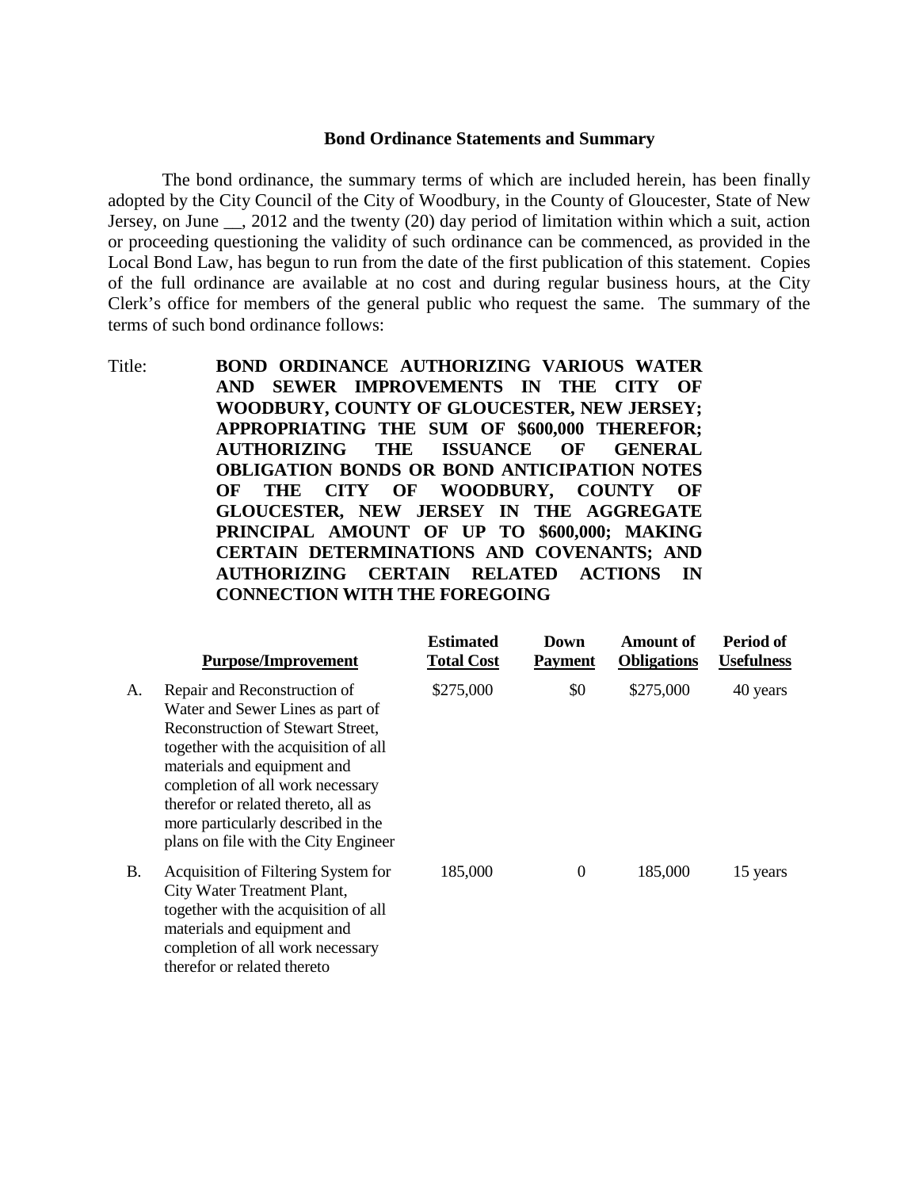## Bond Ordinance Statements and Summary

The bond ordinance, the summary terms of which are included herein, has been finally adopted by the City Council of the City of Woodbury, in the County of Gloucester, State of New Jersey, on June __, 2012 and the twenty (20) day period of limitation within which a suit, action or proceeding questioning the validity of such ordinance can be commenced, as provided in the Local Bond Law, has begun to run from the date of the first publication of this statement. Copies of the full ordinance are available at no cost and during regular business hours, at the City Clerk's office for members of the general public who request the same. The summary of the terms of such bond ordinance follows:

Title: **BOND ORDINANCE AUTHORIZING VARIOUS WATER AND SEWER IMPROVEMENTS IN THE CITY OF WOODBURY, COUNTY OF GLOUCESTER, NEW JERSEY; APPROPRIATING THE SUM OF $600,000 THEREFOR; AUTHORIZING THE ISSUANCE OF GENERAL OBLIGATION BONDS OR BOND ANTICIPATION NOTES OF THE CITY OF WOODBURY, COUNTY OF GLOUCESTER, NEW JERSEY IN THE AGGREGATE PRINCIPAL AMOUNT OF UP TO $600,000; MAKING CERTAIN DETERMINATIONS AND COVENANTS; AND AUTHORIZING CERTAIN RELATED ACTIONS IN CONNECTION WITH THE FOREGOING**

| | Purpose/Improvement | Estimated Total Cost | Down Payment | Amount of Obligations | Period of Usefulness |
|---|---|---|---|---|---|
| A. | Repair and Reconstruction of Water and Sewer Lines as part of Reconstruction of Stewart Street, together with the acquisition of all materials and equipment and completion of all work necessary therefor or related thereto, all as more particularly described in the plans on file with the City Engineer | $275,000 | $0 | $275,000 | 40 years |
| B. | Acquisition of Filtering System for City Water Treatment Plant, together with the acquisition of all materials and equipment and completion of all work necessary therefor or related thereto | 185,000 | 0 | 185,000 | 15 years |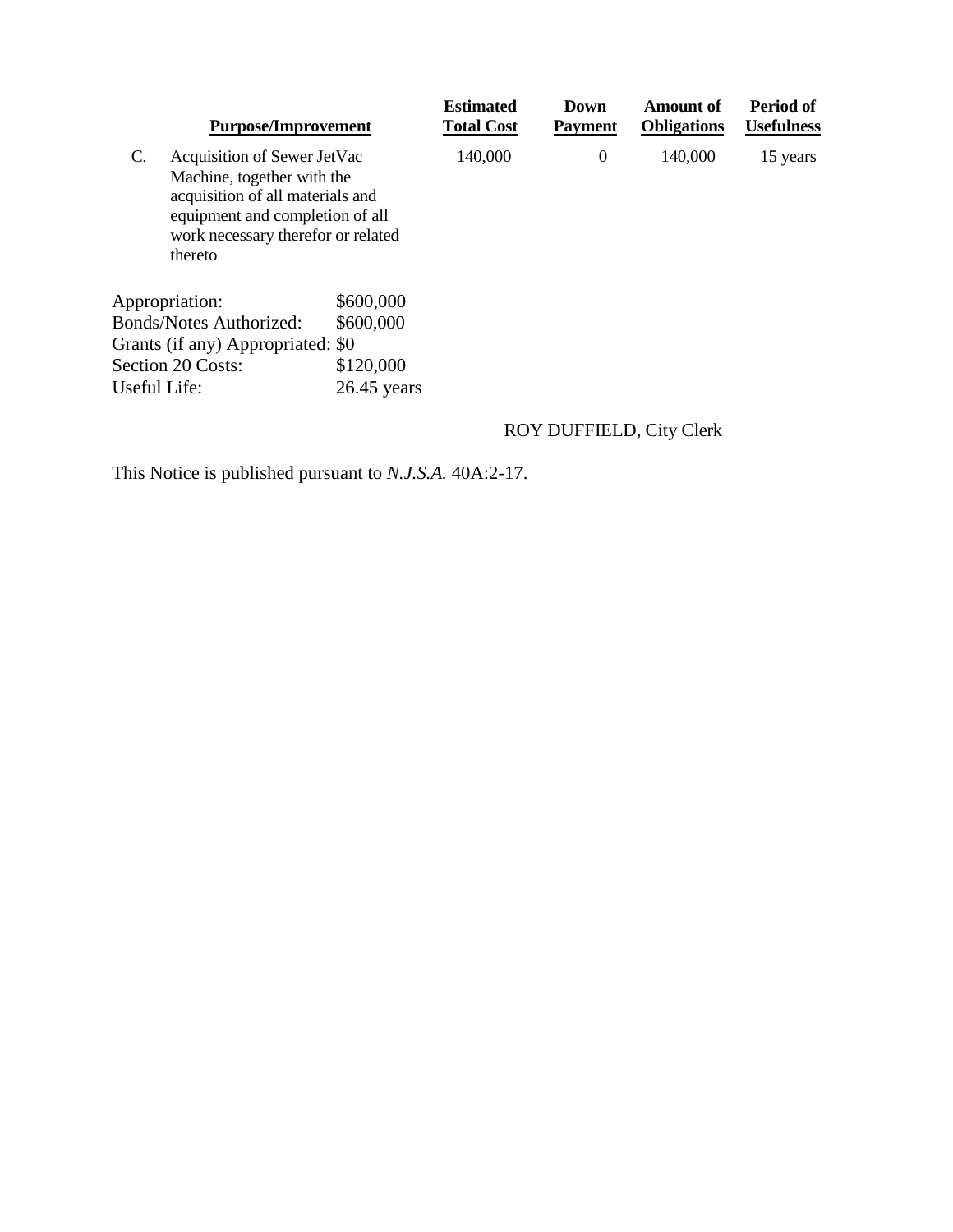| | Purpose/Improvement | Estimated Total Cost | Down Payment | Amount of Obligations | Period of Usefulness |
|---|---|---|---|---|---|
| C. | Acquisition of Sewer JetVac Machine, together with the acquisition of all materials and equipment and completion of all work necessary therefor or related thereto | 140,000 | 0 | 140,000 | 15 years |

| | |
|---|---|
| Appropriation: | $600,000 |
| Bonds/Notes Authorized: | $600,000 |
| Grants (if any) Appropriated: | $0 |
| Section 20 Costs: | $120,000 |
| Useful Life: | 26.45 years |

ROY DUFFIELD, City Clerk

This Notice is published pursuant to *N.J.S.A.* 40A:2-17.